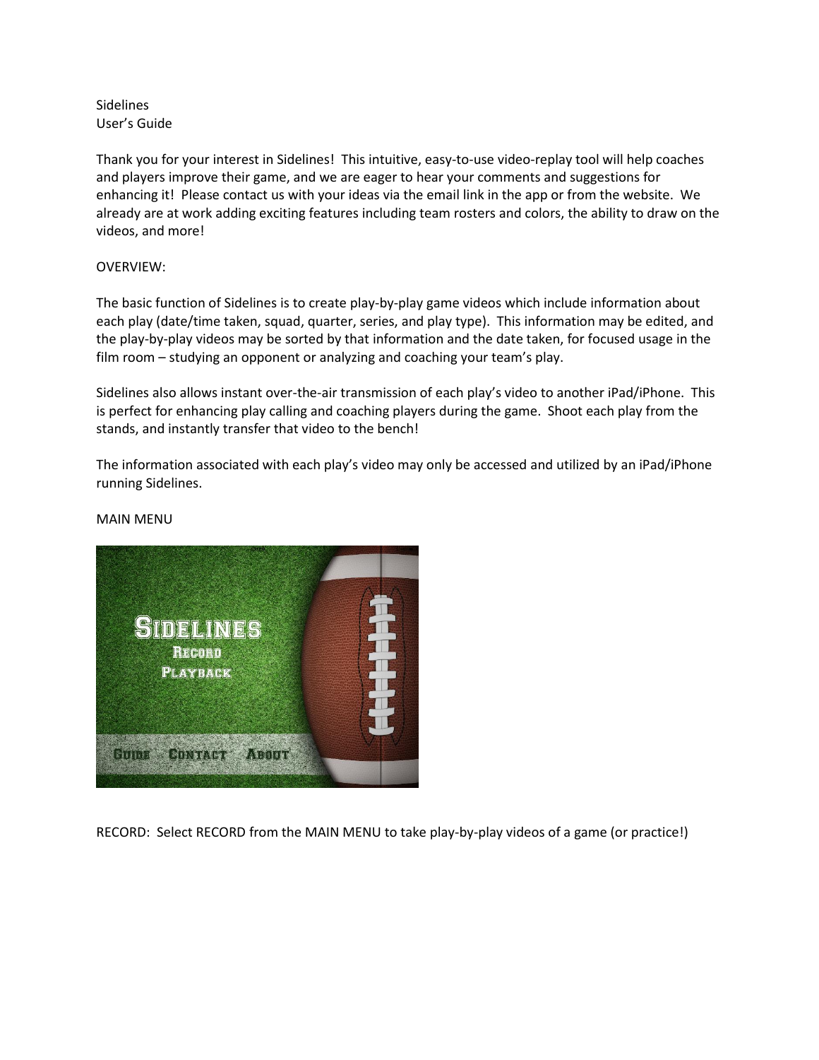Sidelines
User's Guide

Thank you for your interest in Sidelines! This intuitive, easy-to-use video-replay tool will help coaches and players improve their game, and we are eager to hear your comments and suggestions for enhancing it! Please contact us with your ideas via the email link in the app or from the website. We already are at work adding exciting features including team rosters and colors, the ability to draw on the videos, and more!

OVERVIEW:

The basic function of Sidelines is to create play-by-play game videos which include information about each play (date/time taken, squad, quarter, series, and play type). This information may be edited, and the play-by-play videos may be sorted by that information and the date taken, for focused usage in the film room – studying an opponent or analyzing and coaching your team's play.

Sidelines also allows instant over-the-air transmission of each play's video to another iPad/iPhone. This is perfect for enhancing play calling and coaching players during the game. Shoot each play from the stands, and instantly transfer that video to the bench!

The information associated with each play's video may only be accessed and utilized by an iPad/iPhone running Sidelines.

MAIN MENU

RECORD: Select RECORD from the MAIN MENU to take play-by-play videos of a game (or practice!)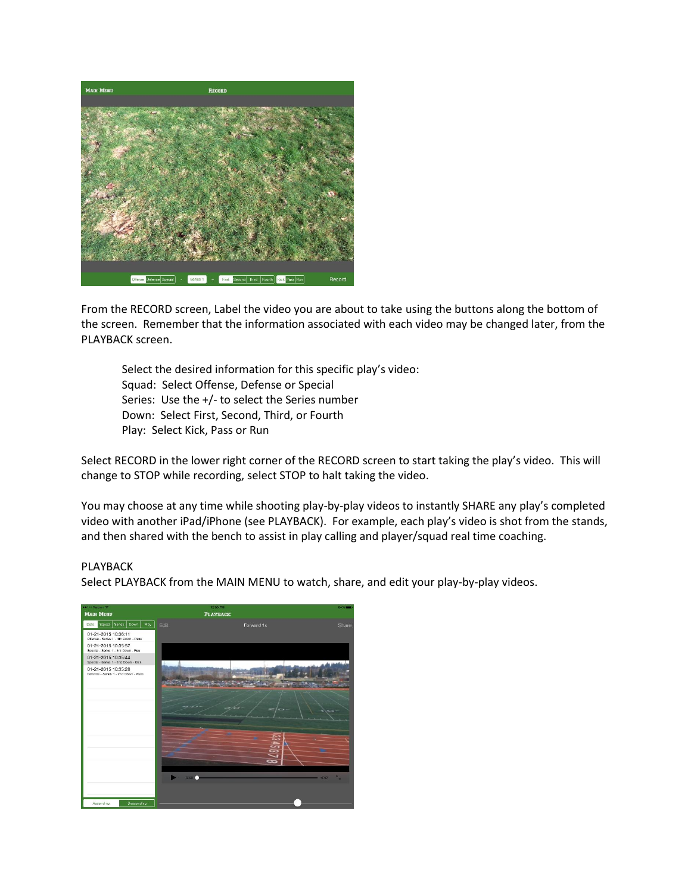From the RECORD screen, Label the video you are about to take using the buttons along the bottom of the screen. Remember that the information associated with each video may be changed later, from the PLAYBACK screen.

> Select the desired information for this specific play's video:
> Squad: Select Offense, Defense or Special
> Series: Use the +/- to select the Series number
> Down: Select First, Second, Third, or Fourth
> Play: Select Kick, Pass or Run

Select RECORD in the lower right corner of the RECORD screen to start taking the play's video. This will change to STOP while recording, select STOP to halt taking the video.

You may choose at any time while shooting play-by-play videos to instantly SHARE any play's completed video with another iPad/iPhone (see PLAYBACK). For example, each play's video is shot from the stands, and then shared with the bench to assist in play calling and player/squad real time coaching.

PLAYBACK

Select PLAYBACK from the MAIN MENU to watch, share, and edit your play-by-play videos.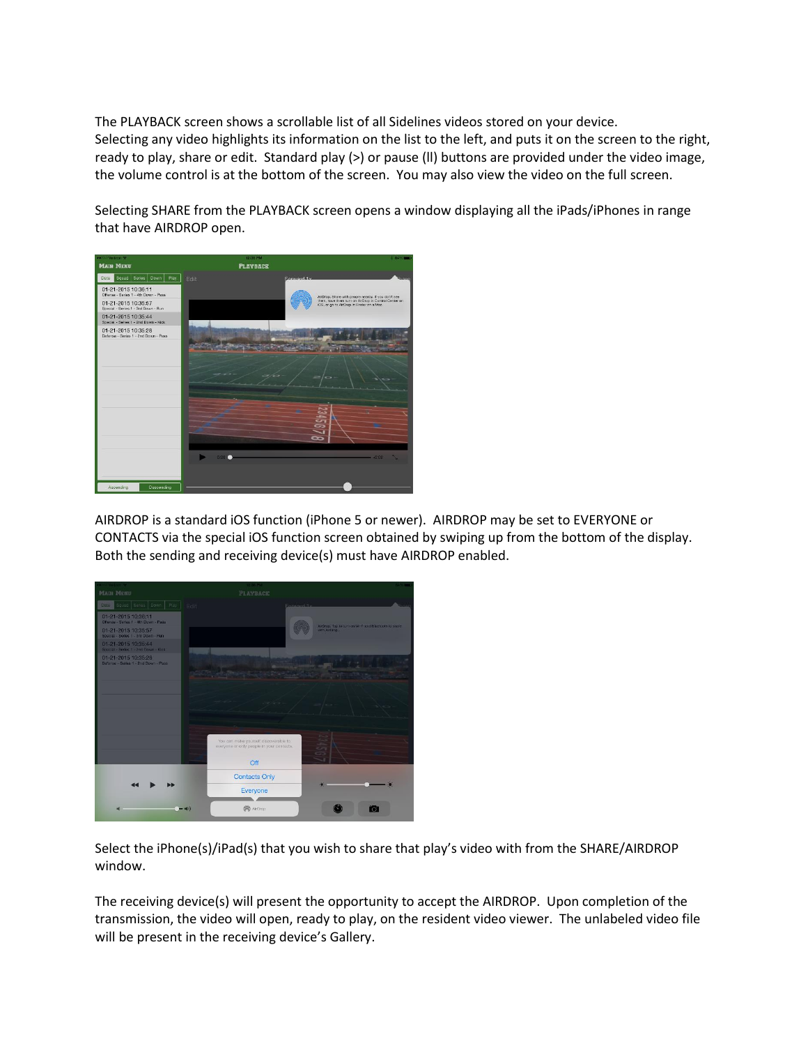The PLAYBACK screen shows a scrollable list of all Sidelines videos stored on your device. Selecting any video highlights its information on the list to the left, and puts it on the screen to the right, ready to play, share or edit. Standard play (>) or pause (ll) buttons are provided under the video image, the volume control is at the bottom of the screen. You may also view the video on the full screen.

Selecting SHARE from the PLAYBACK screen opens a window displaying all the iPads/iPhones in range that have AIRDROP open.

AIRDROP is a standard iOS function (iPhone 5 or newer). AIRDROP may be set to EVERYONE or CONTACTS via the special iOS function screen obtained by swiping up from the bottom of the display. Both the sending and receiving device(s) must have AIRDROP enabled.

Select the iPhone(s)/iPad(s) that you wish to share that play's video with from the SHARE/AIRDROP window.

The receiving device(s) will present the opportunity to accept the AIRDROP. Upon completion of the transmission, the video will open, ready to play, on the resident video viewer. The unlabeled video file will be present in the receiving device's Gallery.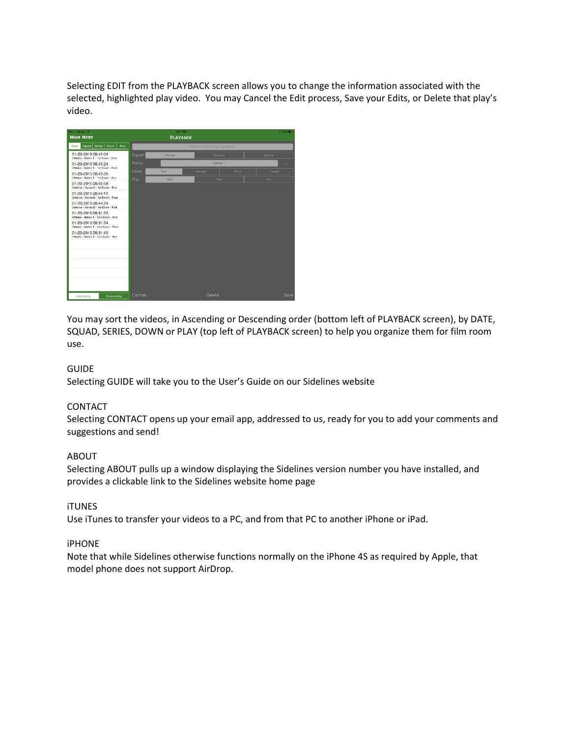Selecting EDIT from the PLAYBACK screen allows you to change the information associated with the selected, highlighted play video. You may Cancel the Edit process, Save your Edits, or Delete that play's video.

You may sort the videos, in Ascending or Descending order (bottom left of PLAYBACK screen), by DATE, SQUAD, SERIES, DOWN or PLAY (top left of PLAYBACK screen) to help you organize them for film room use.

GUIDE

Selecting GUIDE will take you to the User's Guide on our Sidelines website

CONTACT

Selecting CONTACT opens up your email app, addressed to us, ready for you to add your comments and suggestions and send!

ABOUT

Selecting ABOUT pulls up a window displaying the Sidelines version number you have installed, and provides a clickable link to the Sidelines website home page

iTUNES

Use iTunes to transfer your videos to a PC, and from that PC to another iPhone or iPad.

iPHONE

Note that while Sidelines otherwise functions normally on the iPhone 4S as required by Apple, that model phone does not support AirDrop.